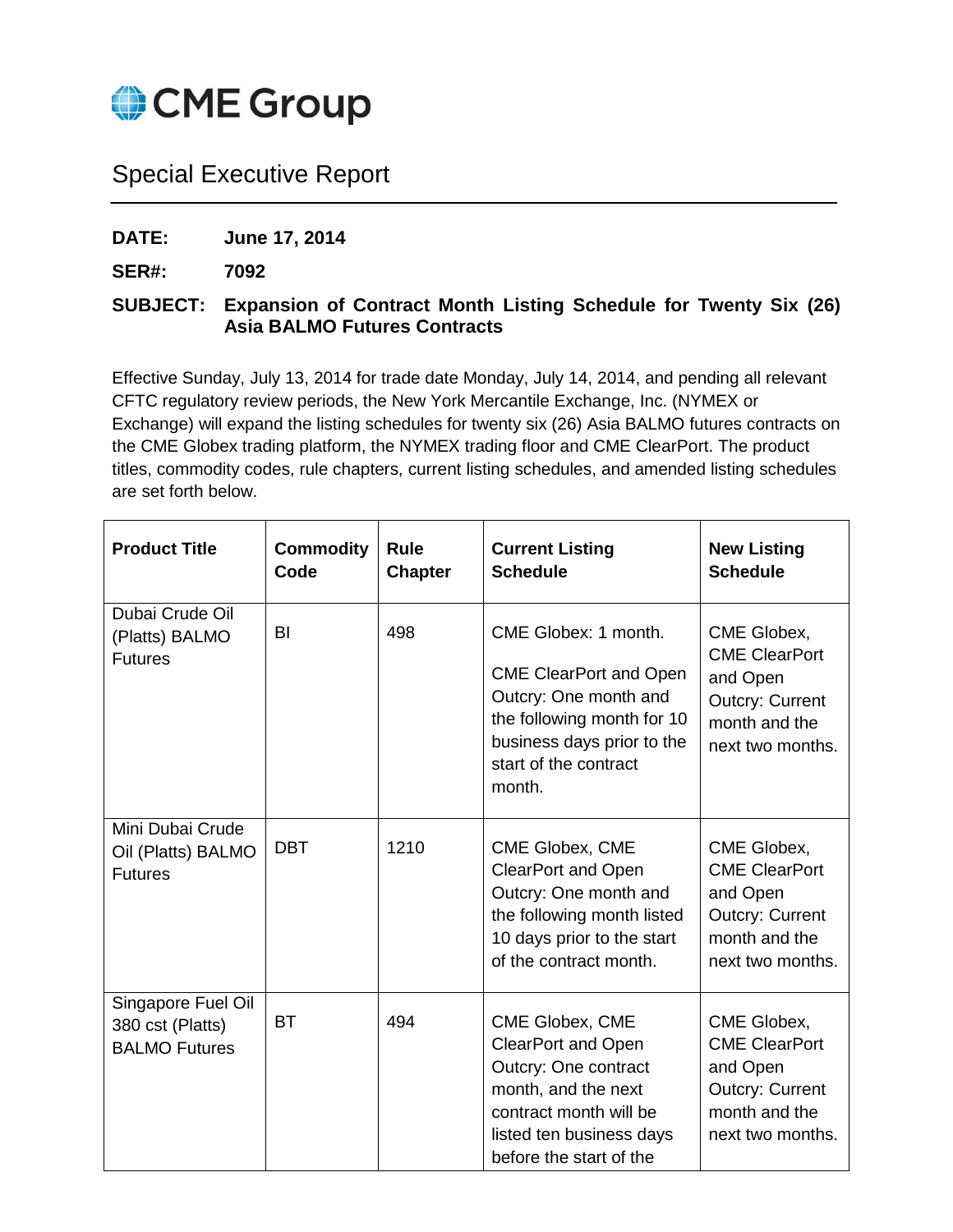CME Group

# Special Executive Report

**DATE:** **June 17, 2014**

**SER#:** **7092**

**SUBJECT:** **Expansion of Contract Month Listing Schedule for Twenty Six (26) Asia BALMO Futures Contracts**

Effective Sunday, July 13, 2014 for trade date Monday, July 14, 2014, and pending all relevant CFTC regulatory review periods, the New York Mercantile Exchange, Inc. (NYMEX or Exchange) will expand the listing schedules for twenty six (26) Asia BALMO futures contracts on the CME Globex trading platform, the NYMEX trading floor and CME ClearPort. The product titles, commodity codes, rule chapters, current listing schedules, and amended listing schedules are set forth below.

| Product Title | Commodity Code | Rule Chapter | Current Listing Schedule | New Listing Schedule |
|---|---|---|---|---|
| Dubai Crude Oil (Platts) BALMO Futures | BI | 498 | CME Globex: 1 month.<br><br>CME ClearPort and Open Outcry: One month and the following month for 10 business days prior to the start of the contract month. | CME Globex, CME ClearPort and Open Outcry: Current month and the next two months. |
| Mini Dubai Crude Oil (Platts) BALMO Futures | DBT | 1210 | CME Globex, CME ClearPort and Open Outcry: One month and the following month listed 10 days prior to the start of the contract month. | CME Globex, CME ClearPort and Open Outcry: Current month and the next two months. |
| Singapore Fuel Oil 380 cst (Platts) BALMO Futures | BT | 494 | CME Globex, CME ClearPort and Open Outcry: One contract month, and the next contract month will be listed ten business days before the start of the | CME Globex, CME ClearPort and Open Outcry: Current month and the next two months. |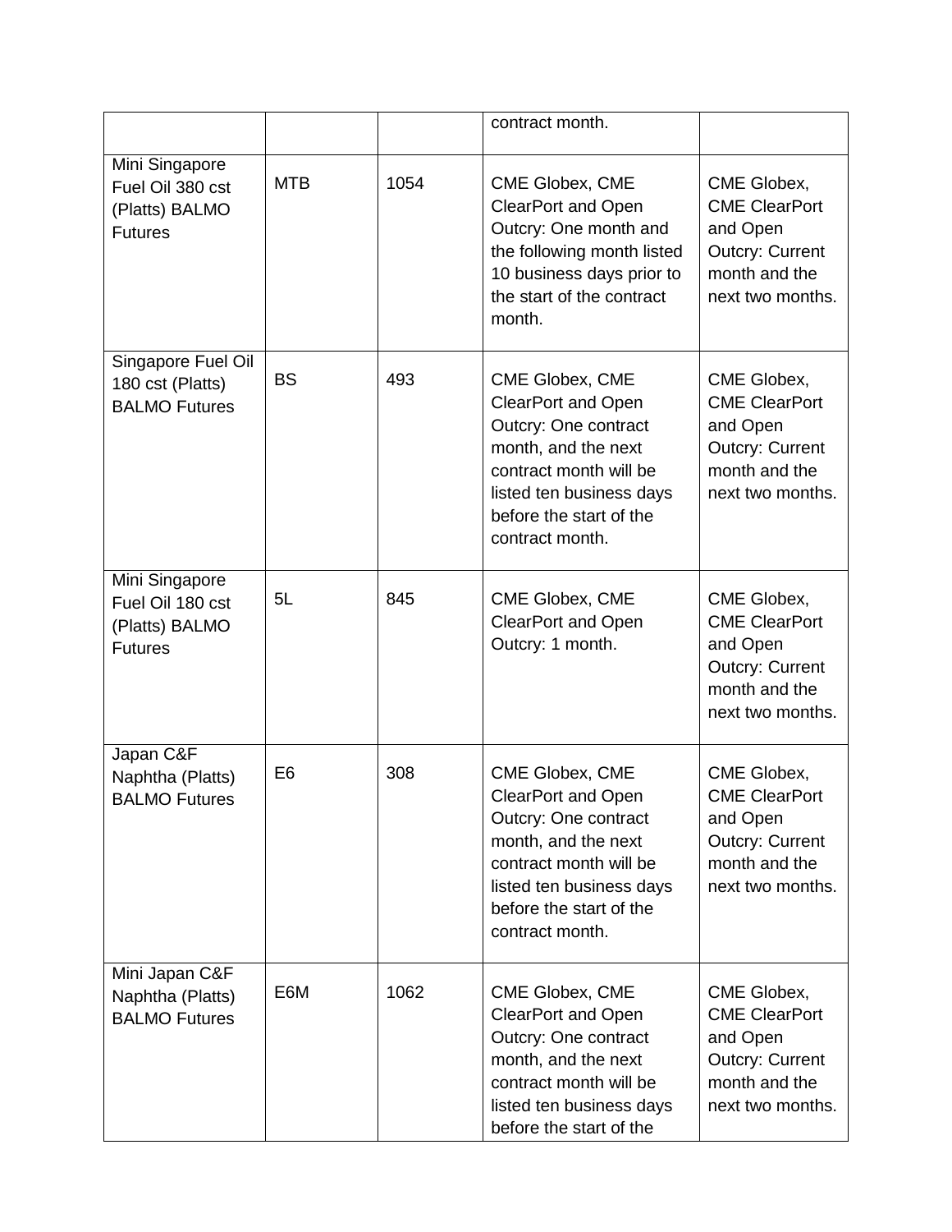| | | | contract month. | |
|---|---|---|---|---|
| Mini Singapore Fuel Oil 380 cst (Platts) BALMO Futures | MTB | 1054 | CME Globex, CME ClearPort and Open Outcry: One month and the following month listed 10 business days prior to the start of the contract month. | CME Globex, CME ClearPort and Open Outcry: Current month and the next two months. |
| Singapore Fuel Oil 180 cst (Platts) BALMO Futures | BS | 493 | CME Globex, CME ClearPort and Open Outcry: One contract month, and the next contract month will be listed ten business days before the start of the contract month. | CME Globex, CME ClearPort and Open Outcry: Current month and the next two months. |
| Mini Singapore Fuel Oil 180 cst (Platts) BALMO Futures | 5L | 845 | CME Globex, CME ClearPort and Open Outcry: 1 month. | CME Globex, CME ClearPort and Open Outcry: Current month and the next two months. |
| Japan C&F Naphtha (Platts) BALMO Futures | E6 | 308 | CME Globex, CME ClearPort and Open Outcry: One contract month, and the next contract month will be listed ten business days before the start of the contract month. | CME Globex, CME ClearPort and Open Outcry: Current month and the next two months. |
| Mini Japan C&F Naphtha (Platts) BALMO Futures | E6M | 1062 | CME Globex, CME ClearPort and Open Outcry: One contract month, and the next contract month will be listed ten business days before the start of the | CME Globex, CME ClearPort and Open Outcry: Current month and the next two months. |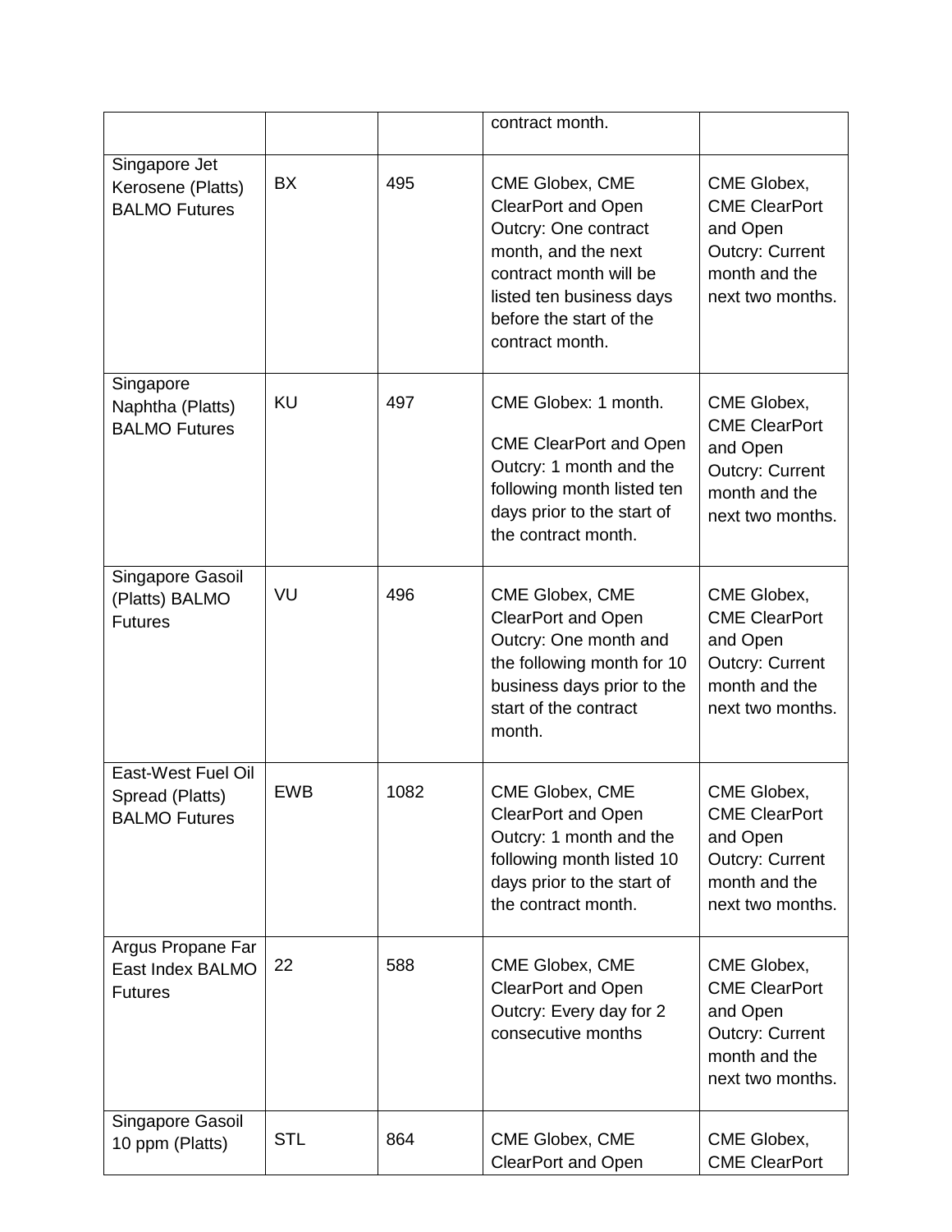| | | | contract month. | |
|---|---|---|---|---|
| Singapore Jet Kerosene (Platts) BALMO Futures | BX | 495 | CME Globex, CME ClearPort and Open Outcry: One contract month, and the next contract month will be listed ten business days before the start of the contract month. | CME Globex, CME ClearPort and Open Outcry: Current month and the next two months. |
| Singapore Naphtha (Platts) BALMO Futures | KU | 497 | CME Globex: 1 month.<br><br>CME ClearPort and Open Outcry: 1 month and the following month listed ten days prior to the start of the contract month. | CME Globex, CME ClearPort and Open Outcry: Current month and the next two months. |
| Singapore Gasoil (Platts) BALMO Futures | VU | 496 | CME Globex, CME ClearPort and Open Outcry: One month and the following month for 10 business days prior to the start of the contract month. | CME Globex, CME ClearPort and Open Outcry: Current month and the next two months. |
| East-West Fuel Oil Spread (Platts) BALMO Futures | EWB | 1082 | CME Globex, CME ClearPort and Open Outcry: 1 month and the following month listed 10 days prior to the start of the contract month. | CME Globex, CME ClearPort and Open Outcry: Current month and the next two months. |
| Argus Propane Far East Index BALMO Futures | 22 | 588 | CME Globex, CME ClearPort and Open Outcry: Every day for 2 consecutive months | CME Globex, CME ClearPort and Open Outcry: Current month and the next two months. |
| Singapore Gasoil 10 ppm (Platts) | STL | 864 | CME Globex, CME ClearPort and Open | CME Globex, CME ClearPort |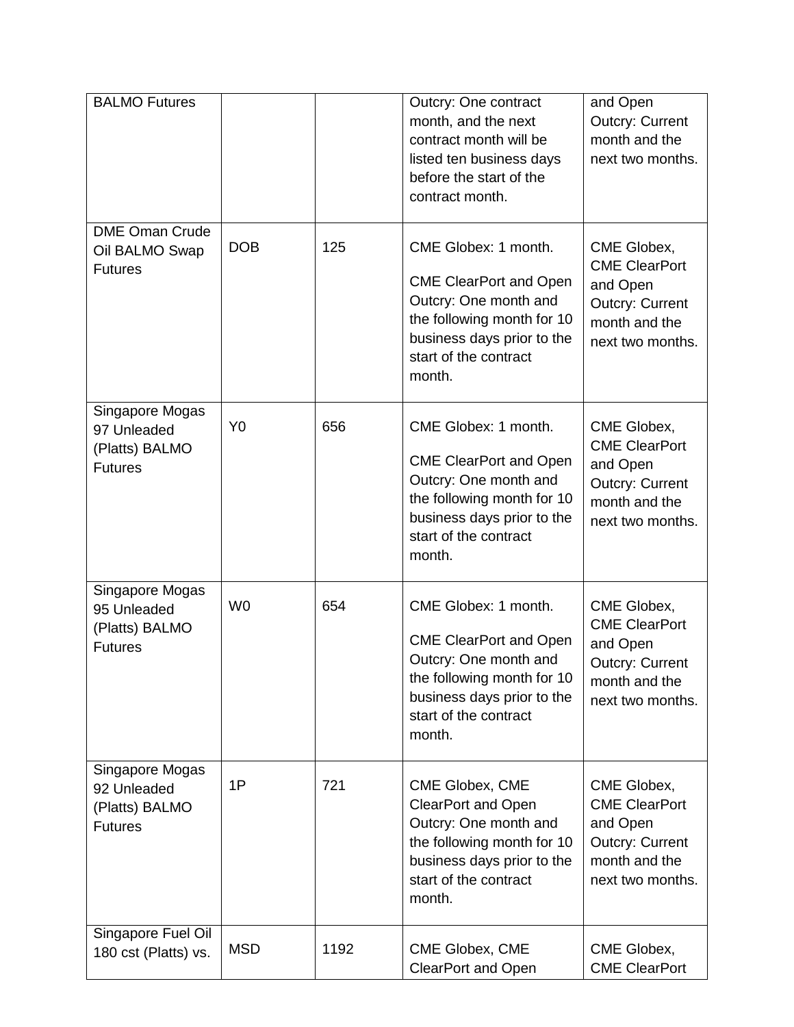| BALMO Futures | | | Outcry: One contract month, and the next contract month will be listed ten business days before the start of the contract month. | and Open Outcry: Current month and the next two months. |
|---|---|---|---|---|
| DME Oman Crude Oil BALMO Swap Futures | DOB | 125 | CME Globex: 1 month.<br><br>CME ClearPort and Open Outcry: One month and the following month for 10 business days prior to the start of the contract month. | CME Globex, CME ClearPort and Open Outcry: Current month and the next two months. |
| Singapore Mogas 97 Unleaded (Platts) BALMO Futures | Y0 | 656 | CME Globex: 1 month.<br><br>CME ClearPort and Open Outcry: One month and the following month for 10 business days prior to the start of the contract month. | CME Globex, CME ClearPort and Open Outcry: Current month and the next two months. |
| Singapore Mogas 95 Unleaded (Platts) BALMO Futures | W0 | 654 | CME Globex: 1 month.<br><br>CME ClearPort and Open Outcry: One month and the following month for 10 business days prior to the start of the contract month. | CME Globex, CME ClearPort and Open Outcry: Current month and the next two months. |
| Singapore Mogas 92 Unleaded (Platts) BALMO Futures | 1P | 721 | CME Globex, CME ClearPort and Open Outcry: One month and the following month for 10 business days prior to the start of the contract month. | CME Globex, CME ClearPort and Open Outcry: Current month and the next two months. |
| Singapore Fuel Oil 180 cst (Platts) vs. | MSD | 1192 | CME Globex, CME ClearPort and Open | CME Globex, CME ClearPort |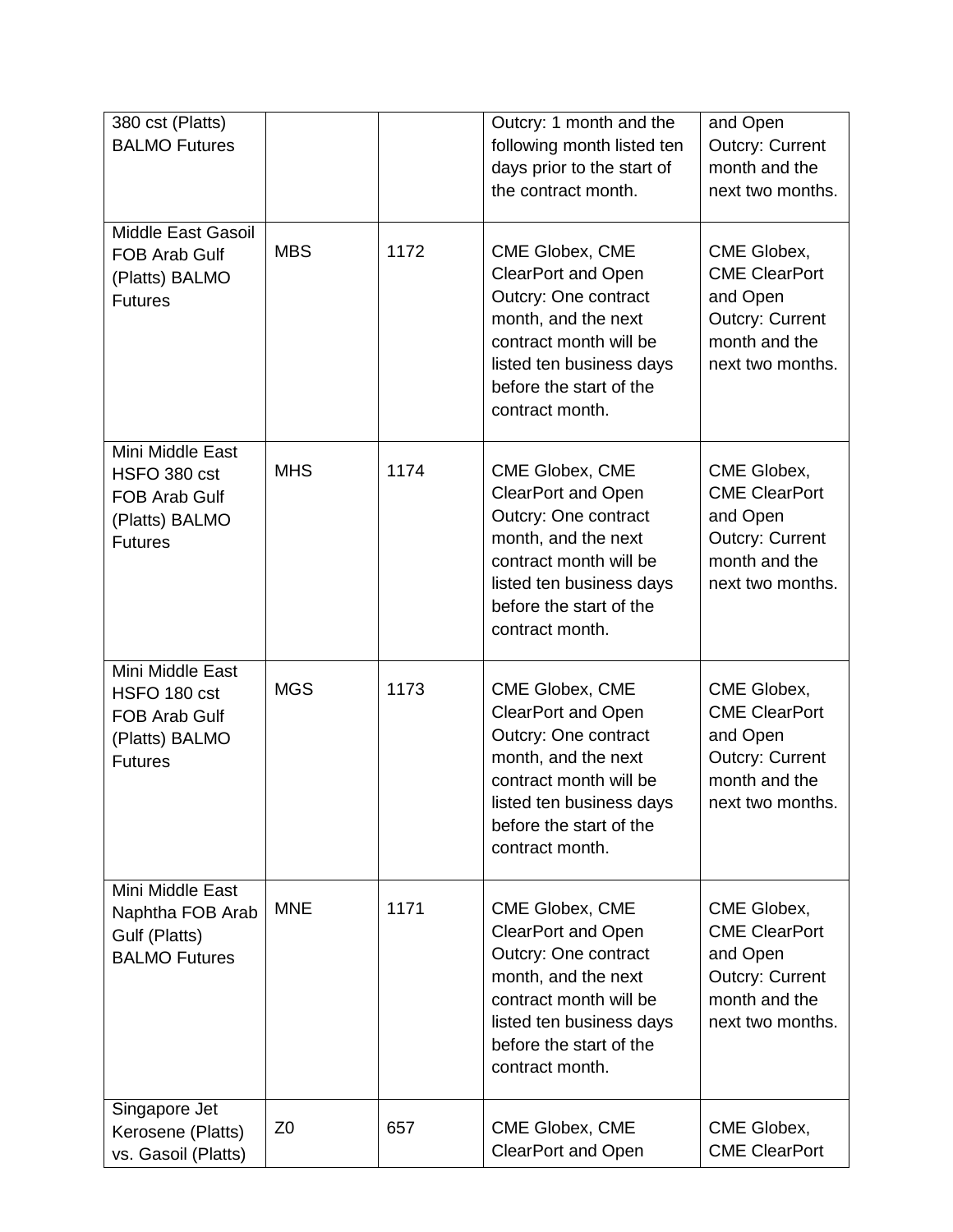| 380 cst (Platts) BALMO Futures | | | Outcry: 1 month and the following month listed ten days prior to the start of the contract month. | and Open Outcry: Current month and the next two months. |
|---|---|---|---|---|
| Middle East Gasoil FOB Arab Gulf (Platts) BALMO Futures | MBS | 1172 | CME Globex, CME ClearPort and Open Outcry: One contract month, and the next contract month will be listed ten business days before the start of the contract month. | CME Globex, CME ClearPort and Open Outcry: Current month and the next two months. |
| Mini Middle East HSFO 380 cst FOB Arab Gulf (Platts) BALMO Futures | MHS | 1174 | CME Globex, CME ClearPort and Open Outcry: One contract month, and the next contract month will be listed ten business days before the start of the contract month. | CME Globex, CME ClearPort and Open Outcry: Current month and the next two months. |
| Mini Middle East HSFO 180 cst FOB Arab Gulf (Platts) BALMO Futures | MGS | 1173 | CME Globex, CME ClearPort and Open Outcry: One contract month, and the next contract month will be listed ten business days before the start of the contract month. | CME Globex, CME ClearPort and Open Outcry: Current month and the next two months. |
| Mini Middle East Naphtha FOB Arab Gulf (Platts) BALMO Futures | MNE | 1171 | CME Globex, CME ClearPort and Open Outcry: One contract month, and the next contract month will be listed ten business days before the start of the contract month. | CME Globex, CME ClearPort and Open Outcry: Current month and the next two months. |
| Singapore Jet Kerosene (Platts) vs. Gasoil (Platts) | Z0 | 657 | CME Globex, CME ClearPort and Open | CME Globex, CME ClearPort |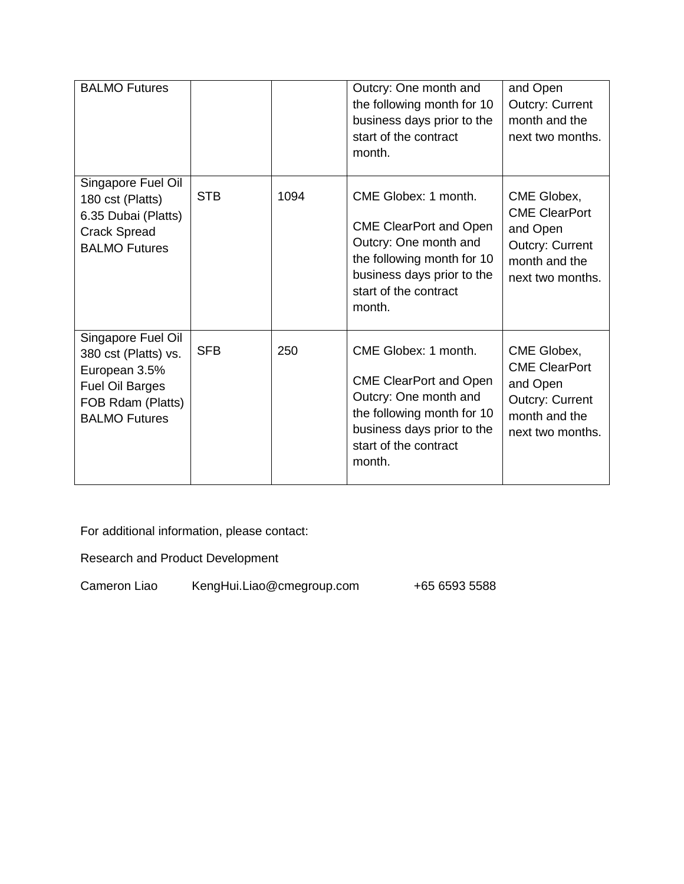| | | | | |
|---|---|---|---|---|
| BALMO Futures | | | Outcry: One month and the following month for 10 business days prior to the start of the contract month. | and Open Outcry: Current month and the next two months. |
| Singapore Fuel Oil 180 cst (Platts) 6.35 Dubai (Platts) Crack Spread BALMO Futures | STB | 1094 | CME Globex: 1 month.<br><br>CME ClearPort and Open Outcry: One month and the following month for 10 business days prior to the start of the contract month. | CME Globex, CME ClearPort and Open Outcry: Current month and the next two months. |
| Singapore Fuel Oil 380 cst (Platts) vs. European 3.5% Fuel Oil Barges FOB Rdam (Platts) BALMO Futures | SFB | 250 | CME Globex: 1 month.<br><br>CME ClearPort and Open Outcry: One month and the following month for 10 business days prior to the start of the contract month. | CME Globex, CME ClearPort and Open Outcry: Current month and the next two months. |

For additional information, please contact:

Research and Product Development

Cameron Liao KengHui.Liao@cmegroup.com +65 6593 5588